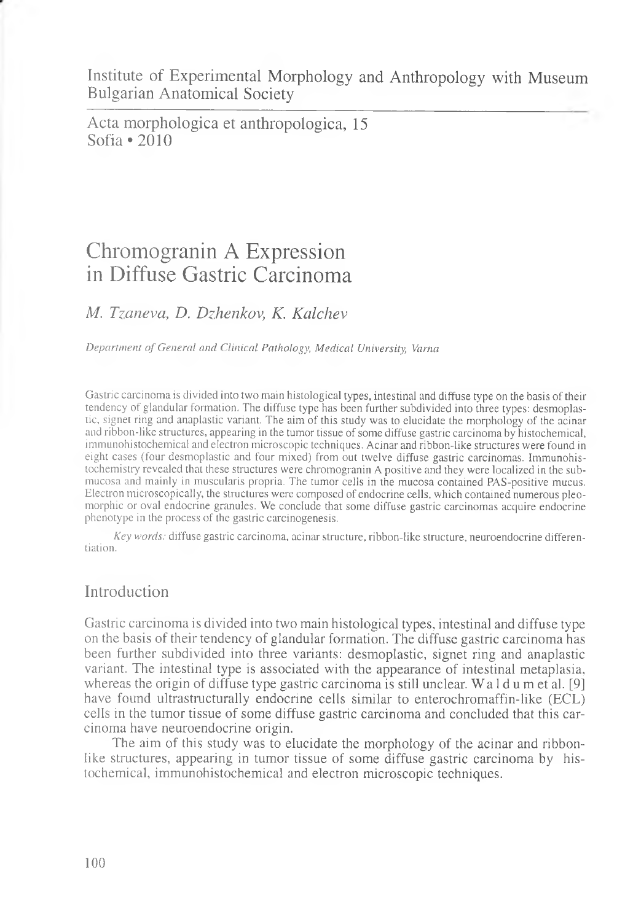Institute of Experimental Morphology and Anthropology with Museum
Bulgarian Anatomical Society

Acta morphologica et anthropologica, 15
Sofia • 2010

# Chromogranin A Expression in Diffuse Gastric Carcinoma

*M. Tzaneva, D. Dzhenkov, K. Kalchev*

*Department of General and Clinical Pathology, Medical University, Varna*

Gastric carcinoma is divided into two main histological types, intestinal and diffuse type on the basis of their tendency of glandular formation. The diffuse type has been further subdivided into three types: desmoplastic, signet ring and anaplastic variant. The aim of this study was to elucidate the morphology of the acinar and ribbon-like structures, appearing in the tumor tissue of some diffuse gastric carcinoma by histochemical, immunohistochemical and electron microscopic techniques. Acinar and ribbon-like structures were found in eight cases (four desmoplastic and four mixed) from out twelve diffuse gastric carcinomas. Immunohistochemistry revealed that these structures were chromogranin A positive and they were localized in the submucosa and mainly in muscularis propria. The tumor cells in the mucosa contained PAS-positive mucus. Electron microscopically, the structures were composed of endocrine cells, which contained numerous pleomorphic or oval endocrine granules. We conclude that some diffuse gastric carcinomas acquire endocrine phenotype in the process of the gastric carcinogenesis.

*Key words:* diffuse gastric carcinoma, acinar structure, ribbon-like structure, neuroendocrine differentiation.

## Introduction

Gastric carcinoma is divided into two main histological types, intestinal and diffuse type on the basis of their tendency of glandular formation. The diffuse gastric carcinoma has been further subdivided into three variants: desmoplastic, signet ring and anaplastic variant. The intestinal type is associated with the appearance of intestinal metaplasia, whereas the origin of diffuse type gastric carcinoma is still unclear. Waldum et al. [9] have found ultrastructurally endocrine cells similar to enterochromaffin-like (ECL) cells in the tumor tissue of some diffuse gastric carcinoma and concluded that this carcinoma have neuroendocrine origin.

The aim of this study was to elucidate the morphology of the acinar and ribbon-like structures, appearing in tumor tissue of some diffuse gastric carcinoma by histochemical, immunohistochemical and electron microscopic techniques.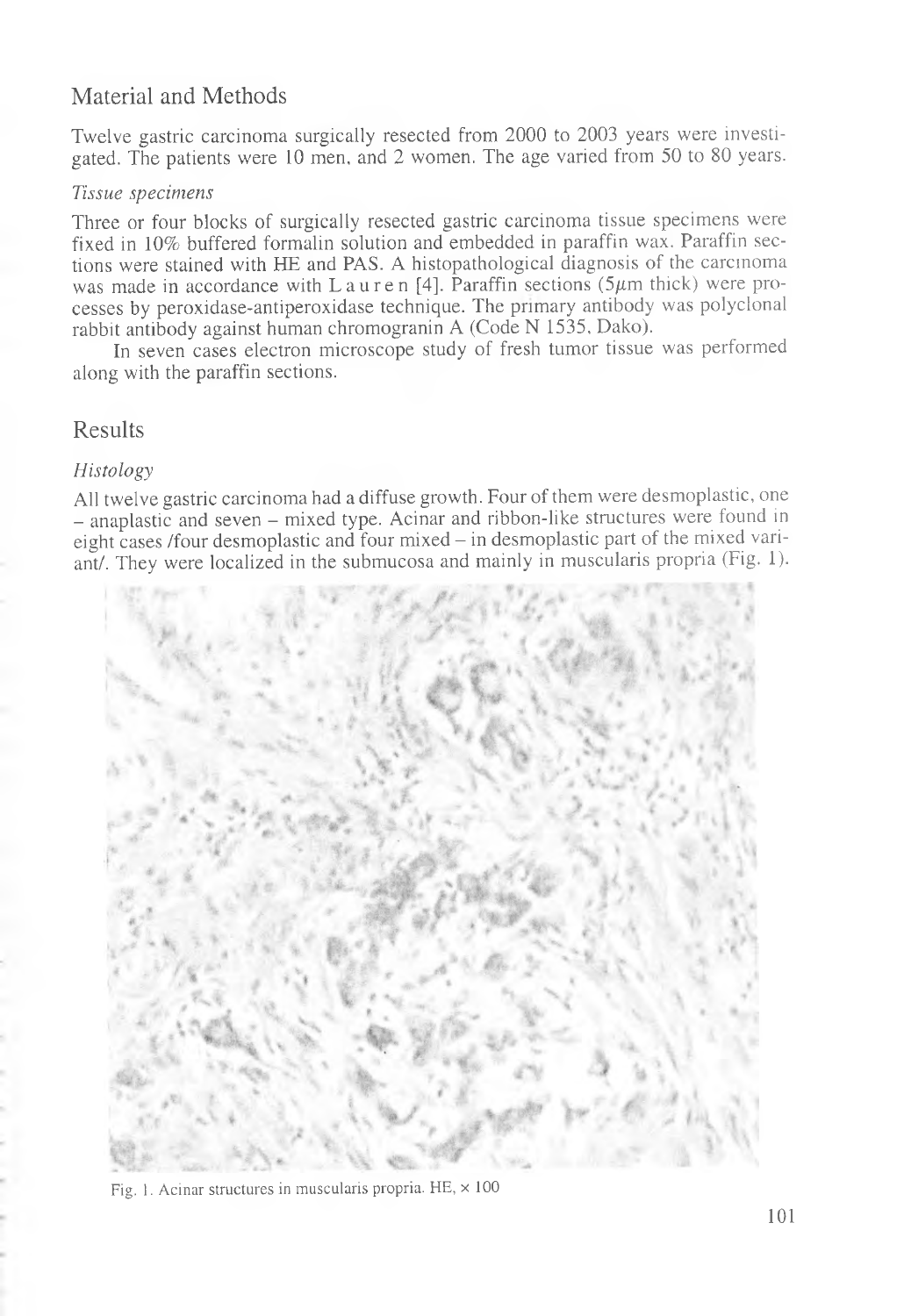## Material and Methods

Twelve gastric carcinoma surgically resected from 2000 to 2003 years were investigated. The patients were 10 men, and 2 women. The age varied from 50 to 80 years.

### *Tissue specimens*

Three or four blocks of surgically resected gastric carcinoma tissue specimens were fixed in 10% buffered formalin solution and embedded in paraffin wax. Paraffin sections were stained with HE and PAS. A histopathological diagnosis of the carcinoma was made in accordance with Lauren [4]. Paraffin sections (5$\mu$m thick) were processes by peroxidase-antiperoxidase technique. The primary antibody was polyclonal rabbit antibody against human chromogranin A (Code N 1535, Dako).

In seven cases electron microscope study of fresh tumor tissue was performed along with the paraffin sections.

## Results

### *Histology*

All twelve gastric carcinoma had a diffuse growth. Four of them were desmoplastic, one – anaplastic and seven – mixed type. Acinar and ribbon-like structures were found in eight cases /four desmoplastic and four mixed – in desmoplastic part of the mixed variant/. They were localized in the submucosa and mainly in muscularis propria (Fig. 1).

Fig. 1. Acinar structures in muscularis propria. HE, × 100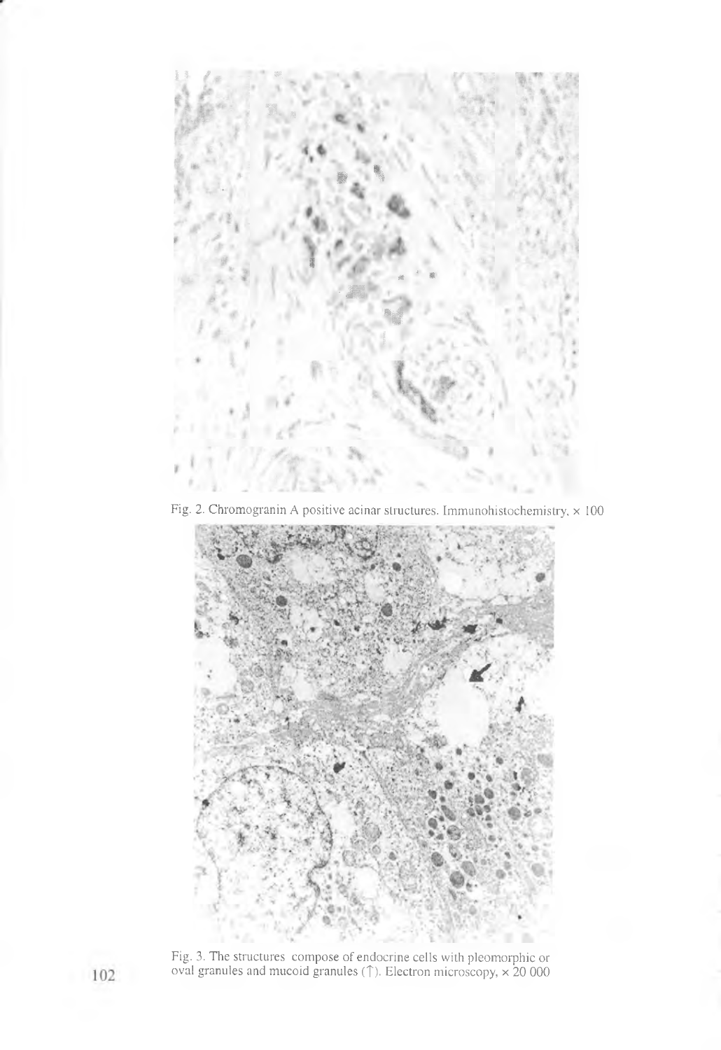Fig. 2. Chromogranin A positive acinar structures. Immunohistochemistry, × 100

Fig. 3. The structures compose of endocrine cells with pleomorphic or oval granules and mucoid granules (↑). Electron microscopy, × 20 000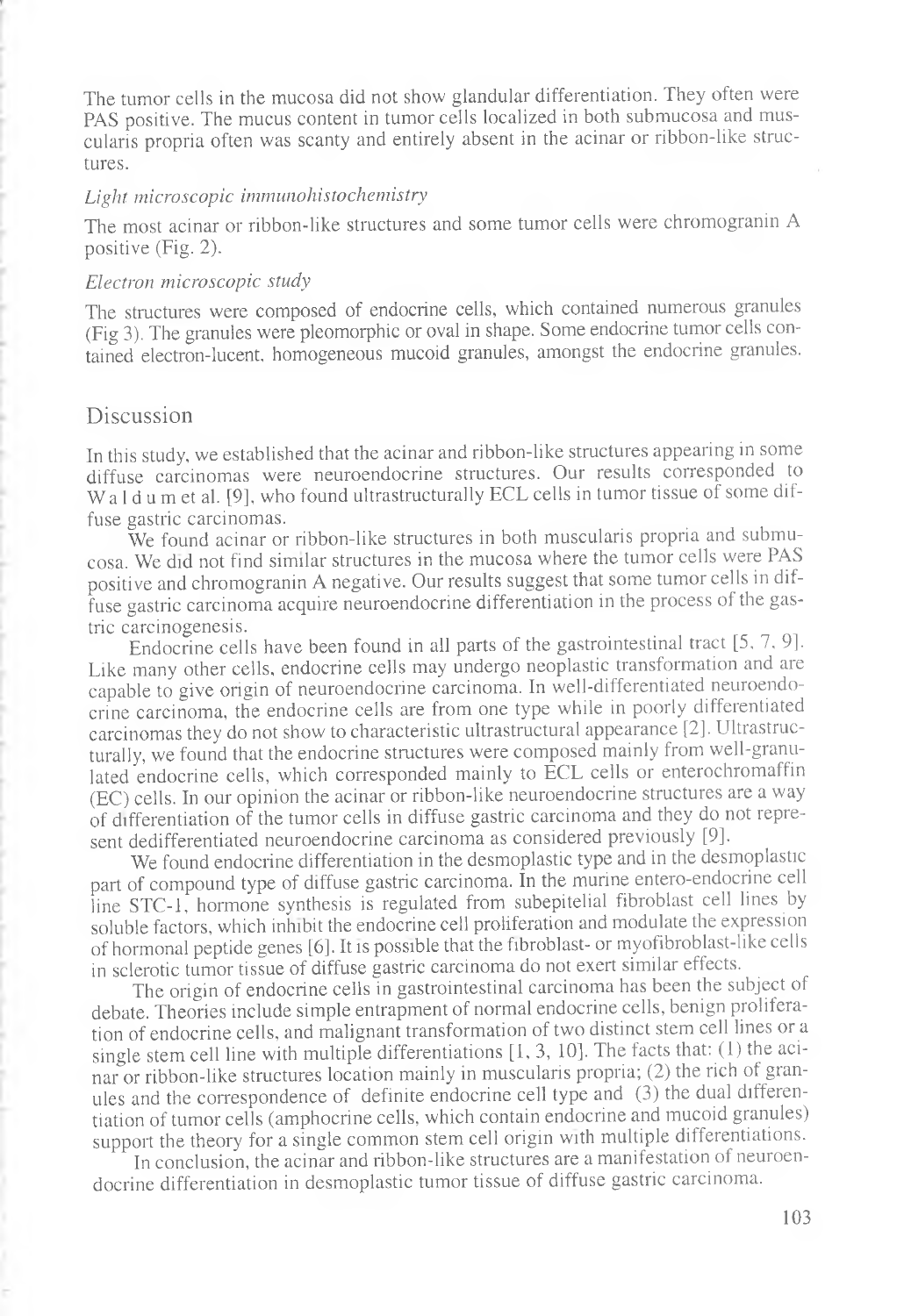The tumor cells in the mucosa did not show glandular differentiation. They often were PAS positive. The mucus content in tumor cells localized in both submucosa and muscularis propria often was scanty and entirely absent in the acinar or ribbon-like structures.

*Light microscopic immunohistochemistry*

The most acinar or ribbon-like structures and some tumor cells were chromogranin A positive (Fig. 2).

*Electron microscopic study*

The structures were composed of endocrine cells, which contained numerous granules (Fig 3). The granules were pleomorphic or oval in shape. Some endocrine tumor cells contained electron-lucent, homogeneous mucoid granules, amongst the endocrine granules.

## Discussion

In this study, we established that the acinar and ribbon-like structures appearing in some diffuse carcinomas were neuroendocrine structures. Our results corresponded to Waldum et al. [9], who found ultrastructurally ECL cells in tumor tissue of some diffuse gastric carcinomas.

We found acinar or ribbon-like structures in both muscularis propria and submucosa. We did not find similar structures in the mucosa where the tumor cells were PAS positive and chromogranin A negative. Our results suggest that some tumor cells in diffuse gastric carcinoma acquire neuroendocrine differentiation in the process of the gastric carcinogenesis.

Endocrine cells have been found in all parts of the gastrointestinal tract [5, 7, 9]. Like many other cells, endocrine cells may undergo neoplastic transformation and are capable to give origin of neuroendocrine carcinoma. In well-differentiated neuroendocrine carcinoma, the endocrine cells are from one type while in poorly differentiated carcinomas they do not show to characteristic ultrastructural appearance [2]. Ultrastructurally, we found that the endocrine structures were composed mainly from well-granulated endocrine cells, which corresponded mainly to ECL cells or enterochromaffin (EC) cells. In our opinion the acinar or ribbon-like neuroendocrine structures are a way of differentiation of the tumor cells in diffuse gastric carcinoma and they do not represent dedifferentiated neuroendocrine carcinoma as considered previously [9].

We found endocrine differentiation in the desmoplastic type and in the desmoplastic part of compound type of diffuse gastric carcinoma. In the murine entero-endocrine cell line STC-1, hormone synthesis is regulated from subepitelial fibroblast cell lines by soluble factors, which inhibit the endocrine cell proliferation and modulate the expression of hormonal peptide genes [6]. It is possible that the fibroblast- or myofibroblast-like cells in sclerotic tumor tissue of diffuse gastric carcinoma do not exert similar effects.

The origin of endocrine cells in gastrointestinal carcinoma has been the subject of debate. Theories include simple entrapment of normal endocrine cells, benign proliferation of endocrine cells, and malignant transformation of two distinct stem cell lines or a single stem cell line with multiple differentiations [1, 3, 10]. The facts that: (1) the acinar or ribbon-like structures location mainly in muscularis propria; (2) the rich of granules and the correspondence of definite endocrine cell type and (3) the dual differentiation of tumor cells (amphocrine cells, which contain endocrine and mucoid granules) support the theory for a single common stem cell origin with multiple differentiations.

In conclusion, the acinar and ribbon-like structures are a manifestation of neuroendocrine differentiation in desmoplastic tumor tissue of diffuse gastric carcinoma.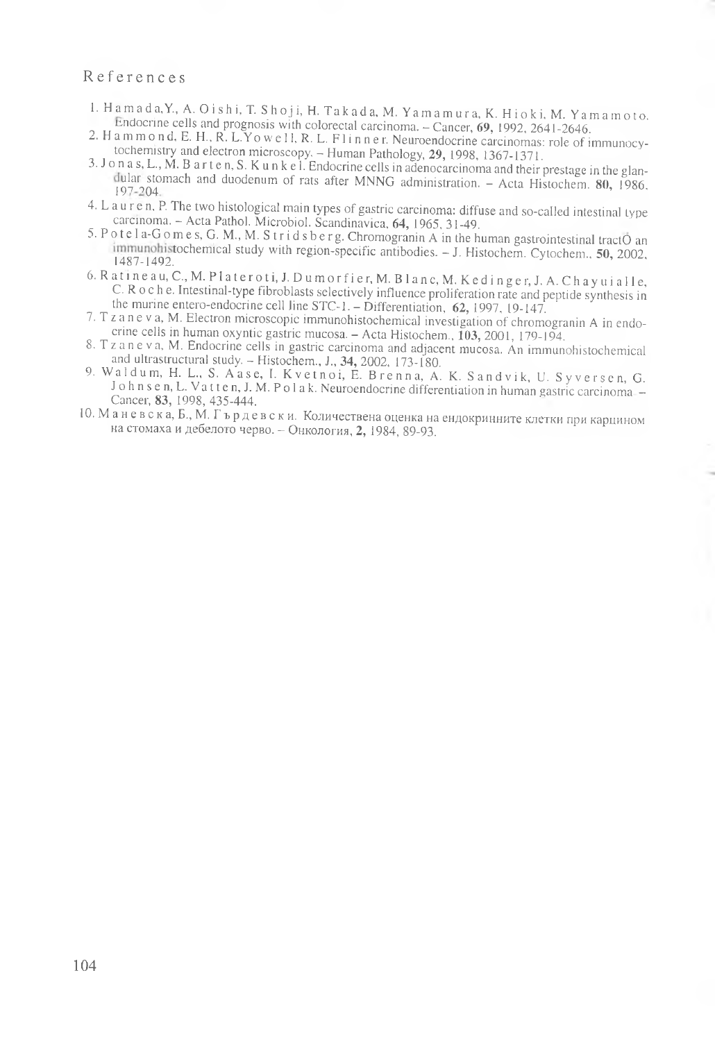## References

1. Hamada, Y., A. Oishi, T. Shoji, H. Takada, M. Yamamura, K. Hioki, M. Yamamoto. Endocrine cells and prognosis with colorectal carcinoma. – Cancer, **69**, 1992, 2641-2646.
2. Hammond, E. H., R. L. Yowell, R. L. Flinner. Neuroendocrine carcinomas: role of immunocytochemistry and electron microscopy. – Human Pathology, **29**, 1998, 1367-1371.
3. Jonas, L., M. Barten, S. Kunkel. Endocrine cells in adenocarcinoma and their prestage in the glandular stomach and duodenum of rats after MNNG administration. – Acta Histochem. **80**, 1986, 197-204.
4. Lauren, P. The two histological main types of gastric carcinoma: diffuse and so-called intestinal type carcinoma. – Acta Pathol. Microbiol. Scandinavica, **64**, 1965, 31-49.
5. Potela-Gomes, G. M., M. Stridsberg. Chromogranin A in the human gastrointestinal tractÓ an immunohistochemical study with region-specific antibodies. – J. Histochem. Cytochem., **50**, 2002, 1487-1492.
6. Ratineau, C., M. Plateroti, J. Dumorfier, M. Blanc, M. Kedinger, J. A. Chayuialle, C. Roche. Intestinal-type fibroblasts selectively influence proliferation rate and peptide synthesis in the murine entero-endocrine cell line STC-1. – Differentiation, **62**, 1997, 19-147.
7. Tzaneva, M. Electron microscopic immunohistochemical investigation of chromogranin A in endocrine cells in human oxyntic gastric mucosa. – Acta Histochem., **103**, 2001, 179-194.
8. Tzaneva, M. Endocrine cells in gastric carcinoma and adjacent mucosa. An immunohistochemical and ultrastructural study. – Histochem., J., **34**, 2002, 173-180.
9. Waldum, H. L., S. Aase, I. Kvetnoi, E. Brenna, A. K. Sandvik, U. Syversen, G. Johnsen, L. Vatten, J. M. Polak. Neuroendocrine differentiation in human gastric carcinoma. – Cancer, **83**, 1998, 435-444.
10. Маневска, Б., М. Гърдевски. Количествена оценка на ендокринните клетки при карцином на стомаха и дебелото черво. – Онкология, **2**, 1984, 89-93.